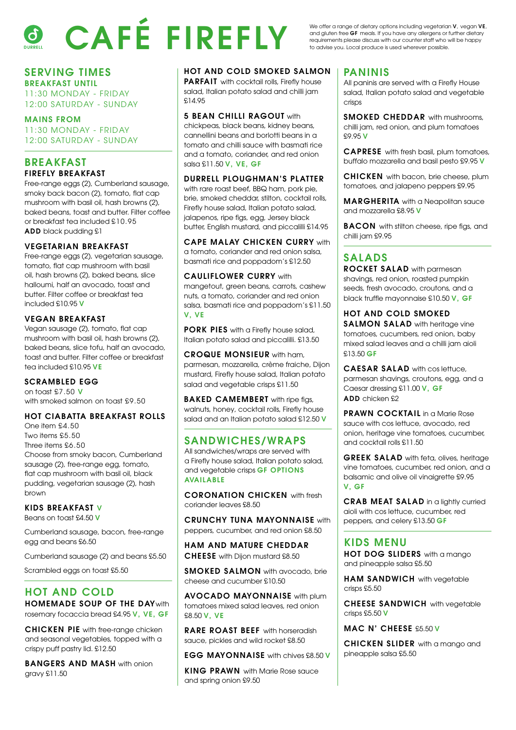# CAFÉ FIREFLY

DURRELL

We offer a range of dietary options including vegetarian **V**, vegan **VE**, and gluten free **GF** meals. If you have any allergens or further dietary requirements please discuss with our counter staff who will be happy to advise you. Local produce is used wherever possible.

## SERVING TIMES

**BREAKFAST UNTIL**
11:30 MONDAY - FRIDAY
12:00 SATURDAY - SUNDAY

**MAINS FROM**
11:30 MONDAY - FRIDAY
12:00 SATURDAY - SUNDAY

## BREAKFAST

**FIREFLY BREAKFAST**
Free-range eggs (2), Cumberland sausage, smoky back bacon (2), tomato, flat cap mushroom with basil oil, hash browns (2), baked beans, toast and butter. Filter coffee or breakfast tea included £10.95
**ADD** black pudding £1

**VEGETARIAN BREAKFAST**
Free-range eggs (2), vegetarian sausage, tomato, flat cap mushroom with basil oil, hash browns (2), baked beans, slice halloumi, half an avocado, toast and butter. Filter coffee or breakfast tea included £10.95 **V**

**VEGAN BREAKFAST**
Vegan sausage (2), tomato, flat cap mushroom with basil oil, hash browns (2), baked beans, slice tofu, half an avocado, toast and butter. Filter coffee or breakfast tea included £10.95 **VE**

**SCRAMBLED EGG**
on toast £7.50 **V**
with smoked salmon on toast £9.50

**HOT CIABATTA BREAKFAST ROLLS**
One item £4.50
Two items £5.50
Three items £6.50
Choose from smoky bacon, Cumberland sausage (2), free-range egg, tomato, flat cap mushroom with basil oil, black pudding, vegetarian sausage (2), hash brown

**KIDS BREAKFAST V**
Beans on toast £4.50 **V**

Cumberland sausage, bacon, free-range egg and beans £6.50

Cumberland sausage (2) and beans £5.50

Scrambled eggs on toast £5.50

## HOT AND COLD

**HOMEMADE SOUP OF THE DAY** with rosemary focaccia bread £4.95 **V, VE, GF**

**CHICKEN PIE** with free-range chicken and seasonal vegetables, topped with a crispy puff pastry lid. £12.50

**BANGERS AND MASH** with onion gravy £11.50

**HOT AND COLD SMOKED SALMON PARFAIT** with cocktail rolls, Firefly house salad, Italian potato salad and chilli jam £14.95

**5 BEAN CHILLI RAGOUT** with chickpeas, black beans, kidney beans, cannellini beans and borlotti beans in a tomato and chilli sauce with basmati rice and a tomato, coriander, and red onion salsa £11.50 **V, VE, GF**

**DURRELL PLOUGHMAN'S PLATTER** with rare roast beef, BBQ ham, pork pie, brie, smoked cheddar, stilton, cocktail rolls, Firefly house salad, Italian potato salad, jalapenos, ripe figs, egg, Jersey black butter, English mustard, and piccalilli £14.95

**CAPE MALAY CHICKEN CURRY** with a tomato, coriander and red onion salsa, basmati rice and poppadom's £12.50

**CAULIFLOWER CURRY** with mangetout, green beans, carrots, cashew nuts, a tomato, coriander and red onion salsa, basmati rice and poppadom's £11.50 **V, VE**

**PORK PIES** with a Firefly house salad, Italian potato salad and piccalilli. £13.50

**CROQUE MONSIEUR** with ham, parmesan, mozzarella, crème fraiche, Dijon mustard, Firefly house salad, Italian potato salad and vegetable crisps £11.50

**BAKED CAMEMBERT** with ripe figs, walnuts, honey, cocktail rolls, Firefly house salad and an Italian potato salad £12.50 **V**

## SANDWICHES/WRAPS

All sandwiches/wraps are served with a Firefly house salad, Italian potato salad, and vegetable crisps **GF OPTIONS AVAILABLE**

**CORONATION CHICKEN** with fresh coriander leaves £8.50

**CRUNCHY TUNA MAYONNAISE** with peppers, cucumber, and red onion £8.50

**HAM AND MATURE CHEDDAR CHEESE** with Dijon mustard £8.50

**SMOKED SALMON** with avocado, brie cheese and cucumber £10.50

**AVOCADO MAYONNAISE** with plum tomatoes mixed salad leaves, red onion £8.50 **V, VE**

**RARE ROAST BEEF** with horseradish sauce, pickles and wild rocket £8.50

**EGG MAYONNAISE** with chives £8.50 **V**

**KING PRAWN** with Marie Rose sauce and spring onion £9.50

## PANINIS

All paninis are served with a Firefly House salad, Italian potato salad and vegetable crisps

**SMOKED CHEDDAR** with mushrooms, chilli jam, red onion, and plum tomatoes £9.95 **V**

**CAPRESE** with fresh basil, plum tomatoes, buffalo mozzarella and basil pesto £9.95 **V**

**CHICKEN** with bacon, brie cheese, plum tomatoes, and jalapeno peppers £9.95

**MARGHERITA** with a Neapolitan sauce and mozzarella £8.95 **V**

**BACON** with stilton cheese, ripe figs, and chilli jam £9.95

## SALADS

**ROCKET SALAD** with parmesan shavings, red onion, roasted pumpkin seeds, fresh avocado, croutons, and a black truffle mayonnaise £10.50 **V, GF**

**HOT AND COLD SMOKED SALMON SALAD** with heritage vine tomatoes, cucumbers, red onion, baby mixed salad leaves and a chilli jam aioli £13.50 **GF**

**CAESAR SALAD** with cos lettuce, parmesan shavings, croutons, egg, and a Caesar dressing £11.00 **V, GF**
**ADD** chicken £2

**PRAWN COCKTAIL** in a Marie Rose sauce with cos lettuce, avocado, red onion, heritage vine tomatoes, cucumber, and cocktail rolls £11.50

**GREEK SALAD** with feta, olives, heritage vine tomatoes, cucumber, red onion, and a balsamic and olive oil vinaigrette £9.95 **V, GF**

**CRAB MEAT SALAD** in a lightly curried aioli with cos lettuce, cucumber, red peppers, and celery £13.50 **GF**

## KIDS MENU

**HOT DOG SLIDERS** with a mango and pineapple salsa £5.50

**HAM SANDWICH** with vegetable crisps £5.50

**CHEESE SANDWICH** with vegetable crisps £5.50 **V**

**MAC N' CHEESE** £5.50 **V**

**CHICKEN SLIDER** with a mango and pineapple salsa £5.50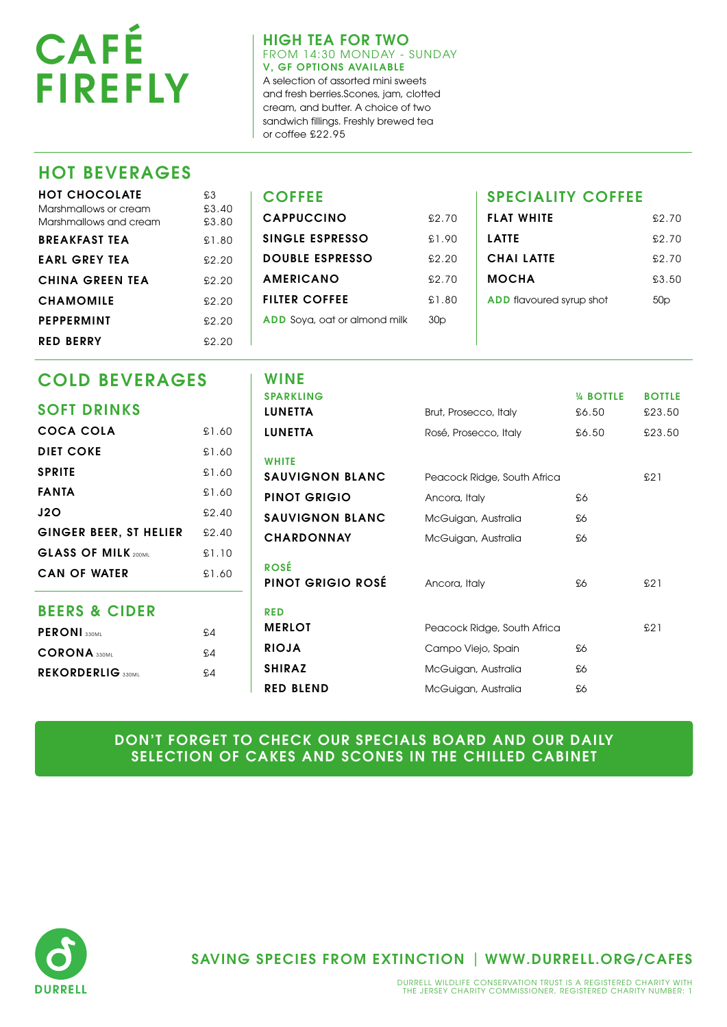# CAFÉ FIREFLY

## HIGH TEA FOR TWO

FROM 14:30 MONDAY - SUNDAY

**V, GF OPTIONS AVAILABLE**

A selection of assorted mini sweets and fresh berries.Scones, jam, clotted cream, and butter. A choice of two sandwich fillings. Freshly brewed tea or coffee £22.95

## HOT BEVERAGES

| | |
|---|---|
| **HOT CHOCOLATE** | £3 |
| Marshmallows or cream | £3.40 |
| Marshmallows and cream | £3.80 |
| **BREAKFAST TEA** | £1.80 |
| **EARL GREY TEA** | £2.20 |
| **CHINA GREEN TEA** | £2.20 |
| **CHAMOMILE** | £2.20 |
| **PEPPERMINT** | £2.20 |
| **RED BERRY** | £2.20 |

### COFFEE

| | |
|---|---|
| **CAPPUCCINO** | £2.70 |
| **SINGLE ESPRESSO** | £1.90 |
| **DOUBLE ESPRESSO** | £2.20 |
| **AMERICANO** | £2.70 |
| **FILTER COFFEE** | £1.80 |
| **ADD** Soya, oat or almond milk | 30p |

### SPECIALITY COFFEE

| | |
|---|---|
| **FLAT WHITE** | £2.70 |
| **LATTE** | £2.70 |
| **CHAI LATTE** | £2.70 |
| **MOCHA** | £3.50 |
| **ADD** flavoured syrup shot | 50p |

## COLD BEVERAGES

### SOFT DRINKS

| | |
|---|---|
| **COCA COLA** | £1.60 |
| **DIET COKE** | £1.60 |
| **SPRITE** | £1.60 |
| **FANTA** | £1.60 |
| **J2O** | £2.40 |
| **GINGER BEER, ST HELIER** | £2.40 |
| **GLASS OF MILK** 200ML | £1.10 |
| **CAN OF WATER** | £1.60 |

### BEERS & CIDER

| | |
|---|---|
| **PERONI** 330ML | £4 |
| **CORONA** 330ML | £4 |
| **REKORDERLIG** 330ML | £4 |

## WINE

| | | ¼ BOTTLE | BOTTLE |
|---|---|---|---|
| **SPARKLING** | | | |
| **LUNETTA** | Brut, Prosecco, Italy | £6.50 | £23.50 |
| **LUNETTA** | Rosé, Prosecco, Italy | £6.50 | £23.50 |
| **WHITE** | | | |
| **SAUVIGNON BLANC** | Peacock Ridge, South Africa | | £21 |
| **PINOT GRIGIO** | Ancora, Italy | £6 | |
| **SAUVIGNON BLANC** | McGuigan, Australia | £6 | |
| **CHARDONNAY** | McGuigan, Australia | £6 | |
| **ROSÉ** | | | |
| **PINOT GRIGIO ROSÉ** | Ancora, Italy | £6 | £21 |
| **RED** | | | |
| **MERLOT** | Peacock Ridge, South Africa | | £21 |
| **RIOJA** | Campo Viejo, Spain | £6 | |
| **SHIRAZ** | McGuigan, Australia | £6 | |
| **RED BLEND** | McGuigan, Australia | £6 | |

**DON'T FORGET TO CHECK OUR SPECIALS BOARD AND OUR DAILY SELECTION OF CAKES AND SCONES IN THE CHILLED CABINET**

DURRELL

SAVING SPECIES FROM EXTINCTION | WWW.DURRELL.ORG/CAFES

DURRELL WILDLIFE CONSERVATION TRUST IS A REGISTERED CHARITY WITH THE JERSEY CHARITY COMMISSIONER, REGISTERED CHARITY NUMBER: 1